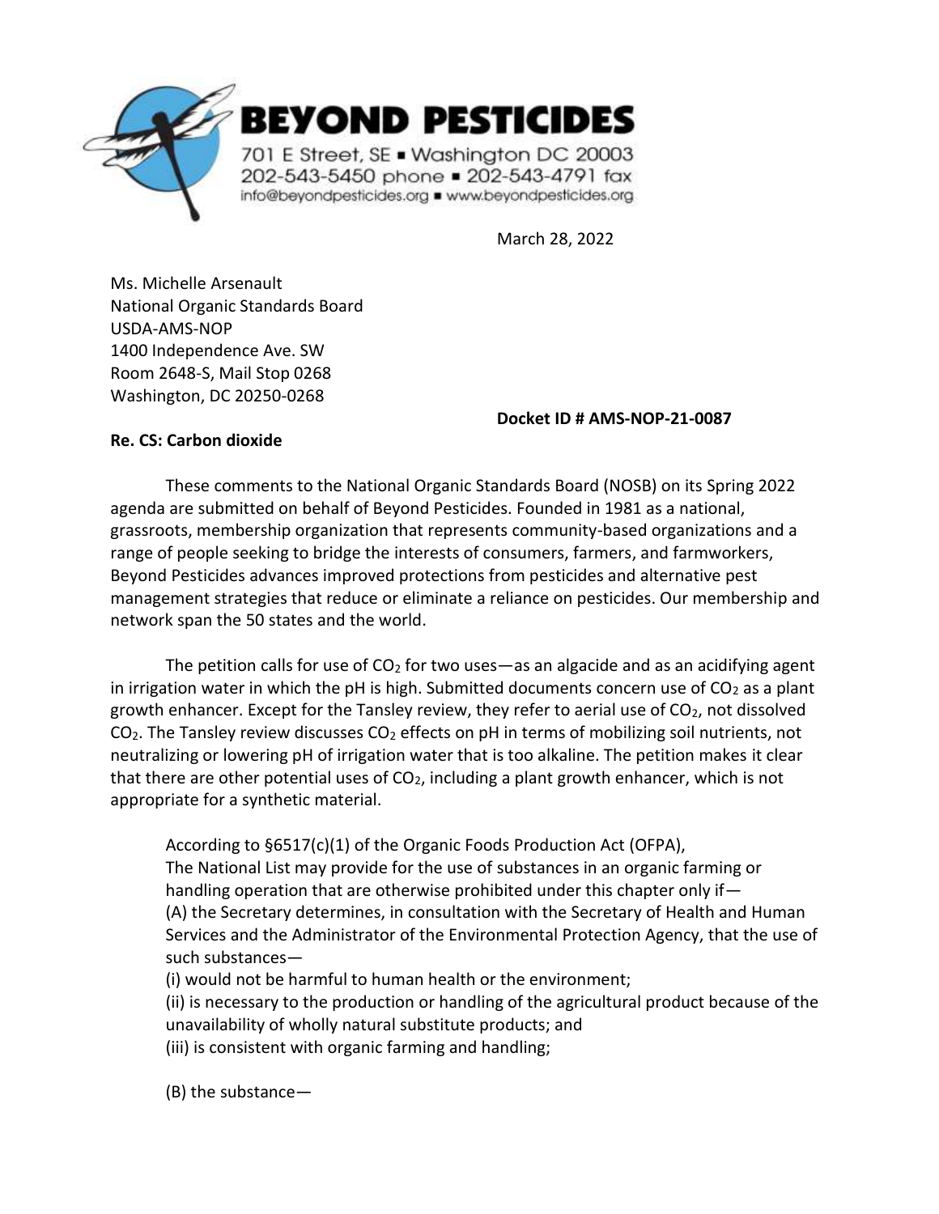# BEYOND PESTICIDES

701 E Street, SE ▪ Washington DC 20003
202-543-5450 phone ▪ 202-543-4791 fax
info@beyondpesticides.org ▪ www.beyondpesticides.org

March 28, 2022

Ms. Michelle Arsenault
National Organic Standards Board
USDA-AMS-NOP
1400 Independence Ave. SW
Room 2648-S, Mail Stop 0268
Washington, DC 20250-0268

**Docket ID # AMS-NOP-21-0087**

**Re. CS: Carbon dioxide**

These comments to the National Organic Standards Board (NOSB) on its Spring 2022 agenda are submitted on behalf of Beyond Pesticides. Founded in 1981 as a national, grassroots, membership organization that represents community-based organizations and a range of people seeking to bridge the interests of consumers, farmers, and farmworkers, Beyond Pesticides advances improved protections from pesticides and alternative pest management strategies that reduce or eliminate a reliance on pesticides. Our membership and network span the 50 states and the world.

The petition calls for use of $CO_2$ for two uses—as an algacide and as an acidifying agent in irrigation water in which the pH is high. Submitted documents concern use of $CO_2$ as a plant growth enhancer. Except for the Tansley review, they refer to aerial use of $CO_2$, not dissolved $CO_2$. The Tansley review discusses $CO_2$ effects on pH in terms of mobilizing soil nutrients, not neutralizing or lowering pH of irrigation water that is too alkaline. The petition makes it clear that there are other potential uses of $CO_2$, including a plant growth enhancer, which is not appropriate for a synthetic material.

> According to §6517(c)(1) of the Organic Foods Production Act (OFPA),
> The National List may provide for the use of substances in an organic farming or handling operation that are otherwise prohibited under this chapter only if—
> (A) the Secretary determines, in consultation with the Secretary of Health and Human Services and the Administrator of the Environmental Protection Agency, that the use of such substances—
> (i) would not be harmful to human health or the environment;
> (ii) is necessary to the production or handling of the agricultural product because of the unavailability of wholly natural substitute products; and
> (iii) is consistent with organic farming and handling;
>
> (B) the substance—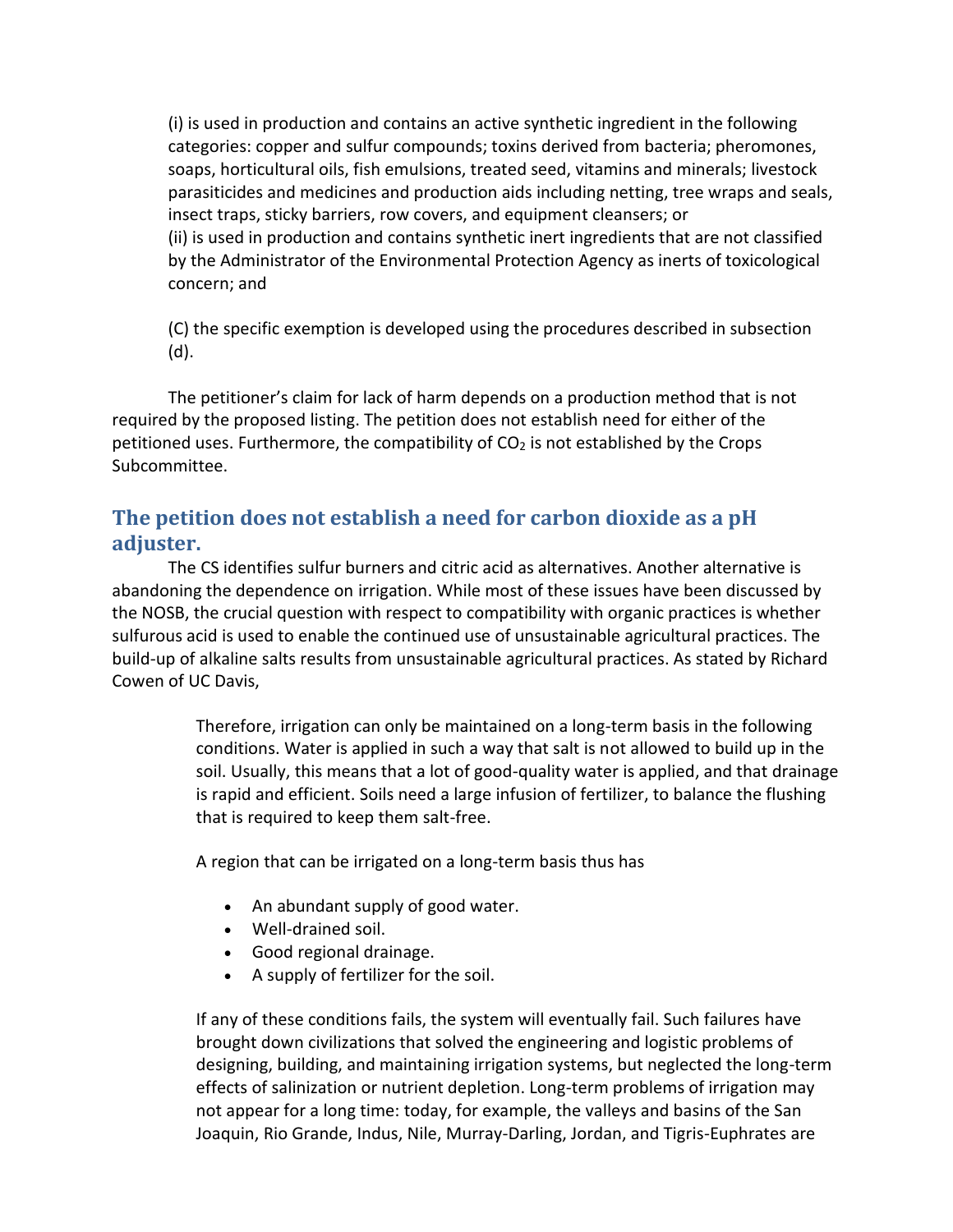(i) is used in production and contains an active synthetic ingredient in the following categories: copper and sulfur compounds; toxins derived from bacteria; pheromones, soaps, horticultural oils, fish emulsions, treated seed, vitamins and minerals; livestock parasiticides and medicines and production aids including netting, tree wraps and seals, insect traps, sticky barriers, row covers, and equipment cleansers; or
(ii) is used in production and contains synthetic inert ingredients that are not classified by the Administrator of the Environmental Protection Agency as inerts of toxicological concern; and

(C) the specific exemption is developed using the procedures described in subsection (d).

The petitioner's claim for lack of harm depends on a production method that is not required by the proposed listing. The petition does not establish need for either of the petitioned uses. Furthermore, the compatibility of $CO_2$ is not established by the Crops Subcommittee.

## The petition does not establish a need for carbon dioxide as a pH adjuster.

The CS identifies sulfur burners and citric acid as alternatives. Another alternative is abandoning the dependence on irrigation. While most of these issues have been discussed by the NOSB, the crucial question with respect to compatibility with organic practices is whether sulfurous acid is used to enable the continued use of unsustainable agricultural practices. The build-up of alkaline salts results from unsustainable agricultural practices. As stated by Richard Cowen of UC Davis,

> Therefore, irrigation can only be maintained on a long-term basis in the following conditions. Water is applied in such a way that salt is not allowed to build up in the soil. Usually, this means that a lot of good-quality water is applied, and that drainage is rapid and efficient. Soils need a large infusion of fertilizer, to balance the flushing that is required to keep them salt-free.
>
> A region that can be irrigated on a long-term basis thus has
>
> - An abundant supply of good water.
> - Well-drained soil.
> - Good regional drainage.
> - A supply of fertilizer for the soil.
>
> If any of these conditions fails, the system will eventually fail. Such failures have brought down civilizations that solved the engineering and logistic problems of designing, building, and maintaining irrigation systems, but neglected the long-term effects of salinization or nutrient depletion. Long-term problems of irrigation may not appear for a long time: today, for example, the valleys and basins of the San Joaquin, Rio Grande, Indus, Nile, Murray-Darling, Jordan, and Tigris-Euphrates are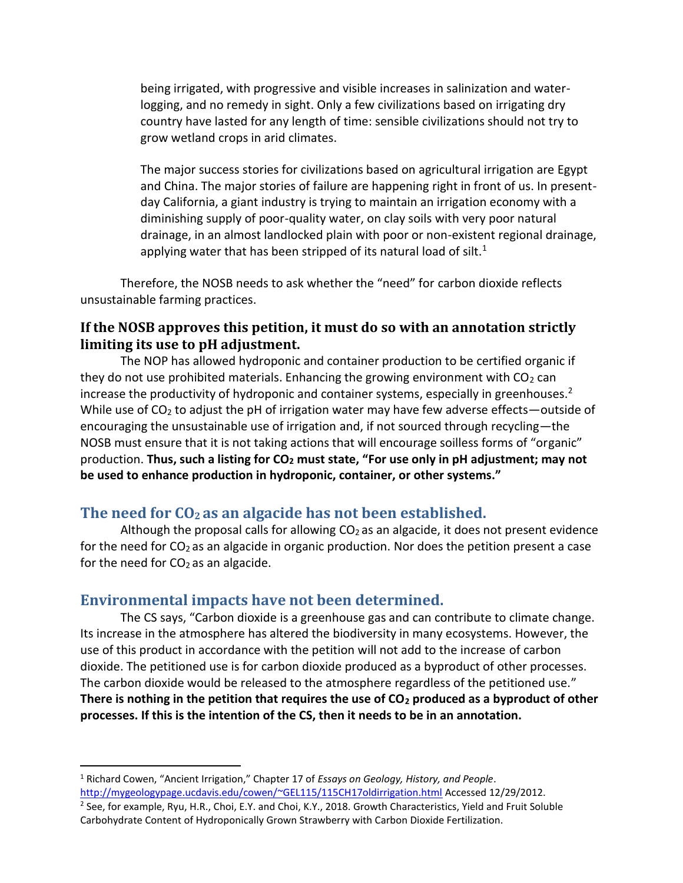> being irrigated, with progressive and visible increases in salinization and water-logging, and no remedy in sight. Only a few civilizations based on irrigating dry country have lasted for any length of time: sensible civilizations should not try to grow wetland crops in arid climates.
>
> The major success stories for civilizations based on agricultural irrigation are Egypt and China. The major stories of failure are happening right in front of us. In present-day California, a giant industry is trying to maintain an irrigation economy with a diminishing supply of poor-quality water, on clay soils with very poor natural drainage, in an almost landlocked plain with poor or non-existent regional drainage, applying water that has been stripped of its natural load of silt.[1]

Therefore, the NOSB needs to ask whether the "need" for carbon dioxide reflects unsustainable farming practices.

### If the NOSB approves this petition, it must do so with an annotation strictly limiting its use to pH adjustment.

The NOP has allowed hydroponic and container production to be certified organic if they do not use prohibited materials. Enhancing the growing environment with $CO_2$ can increase the productivity of hydroponic and container systems, especially in greenhouses.[2] While use of $CO_2$ to adjust the pH of irrigation water may have few adverse effects—outside of encouraging the unsustainable use of irrigation and, if not sourced through recycling—the NOSB must ensure that it is not taking actions that will encourage soilless forms of "organic" production. **Thus, such a listing for $CO_2$ must state, "For use only in pH adjustment; may not be used to enhance production in hydroponic, container, or other systems."**

## The need for $CO_2$ as an algacide has not been established.

Although the proposal calls for allowing $CO_2$ as an algacide, it does not present evidence for the need for $CO_2$ as an algacide in organic production. Nor does the petition present a case for the need for $CO_2$ as an algacide.

## Environmental impacts have not been determined.

The CS says, "Carbon dioxide is a greenhouse gas and can contribute to climate change. Its increase in the atmosphere has altered the biodiversity in many ecosystems. However, the use of this product in accordance with the petition will not add to the increase of carbon dioxide. The petitioned use is for carbon dioxide produced as a byproduct of other processes. The carbon dioxide would be released to the atmosphere regardless of the petitioned use." **There is nothing in the petition that requires the use of $CO_2$ produced as a byproduct of other processes. If this is the intention of the CS, then it needs to be in an annotation.**

---

[1] Richard Cowen, "Ancient Irrigation," Chapter 17 of *Essays on Geology, History, and People*. http://mygeologypage.ucdavis.edu/cowen/~GEL115/115CH17oldirrigation.html Accessed 12/29/2012.

[2] See, for example, Ryu, H.R., Choi, E.Y. and Choi, K.Y., 2018. Growth Characteristics, Yield and Fruit Soluble Carbohydrate Content of Hydroponically Grown Strawberry with Carbon Dioxide Fertilization.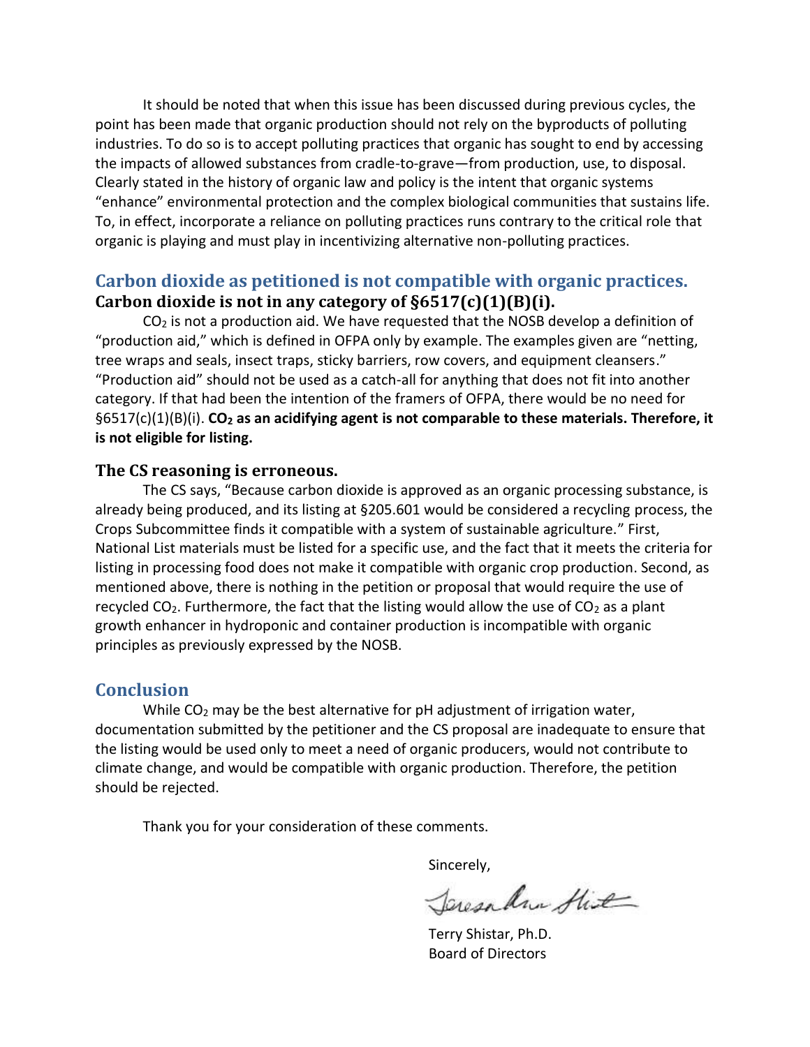It should be noted that when this issue has been discussed during previous cycles, the point has been made that organic production should not rely on the byproducts of polluting industries. To do so is to accept polluting practices that organic has sought to end by accessing the impacts of allowed substances from cradle-to-grave—from production, use, to disposal. Clearly stated in the history of organic law and policy is the intent that organic systems "enhance" environmental protection and the complex biological communities that sustains life. To, in effect, incorporate a reliance on polluting practices runs contrary to the critical role that organic is playing and must play in incentivizing alternative non-polluting practices.

## Carbon dioxide as petitioned is not compatible with organic practices.

### Carbon dioxide is not in any category of §6517(c)(1)(B)(i).

$CO_2$ is not a production aid. We have requested that the NOSB develop a definition of "production aid," which is defined in OFPA only by example. The examples given are "netting, tree wraps and seals, insect traps, sticky barriers, row covers, and equipment cleansers." "Production aid" should not be used as a catch-all for anything that does not fit into another category. If that had been the intention of the framers of OFPA, there would be no need for §6517(c)(1)(B)(i). **$CO_2$ as an acidifying agent is not comparable to these materials. Therefore, it is not eligible for listing.**

### The CS reasoning is erroneous.

The CS says, "Because carbon dioxide is approved as an organic processing substance, is already being produced, and its listing at §205.601 would be considered a recycling process, the Crops Subcommittee finds it compatible with a system of sustainable agriculture." First, National List materials must be listed for a specific use, and the fact that it meets the criteria for listing in processing food does not make it compatible with organic crop production. Second, as mentioned above, there is nothing in the petition or proposal that would require the use of recycled $CO_2$. Furthermore, the fact that the listing would allow the use of $CO_2$ as a plant growth enhancer in hydroponic and container production is incompatible with organic principles as previously expressed by the NOSB.

## Conclusion

While $CO_2$ may be the best alternative for pH adjustment of irrigation water, documentation submitted by the petitioner and the CS proposal are inadequate to ensure that the listing would be used only to meet a need of organic producers, would not contribute to climate change, and would be compatible with organic production. Therefore, the petition should be rejected.

Thank you for your consideration of these comments.

Sincerely,

Terry Shistar, Ph.D.
Board of Directors